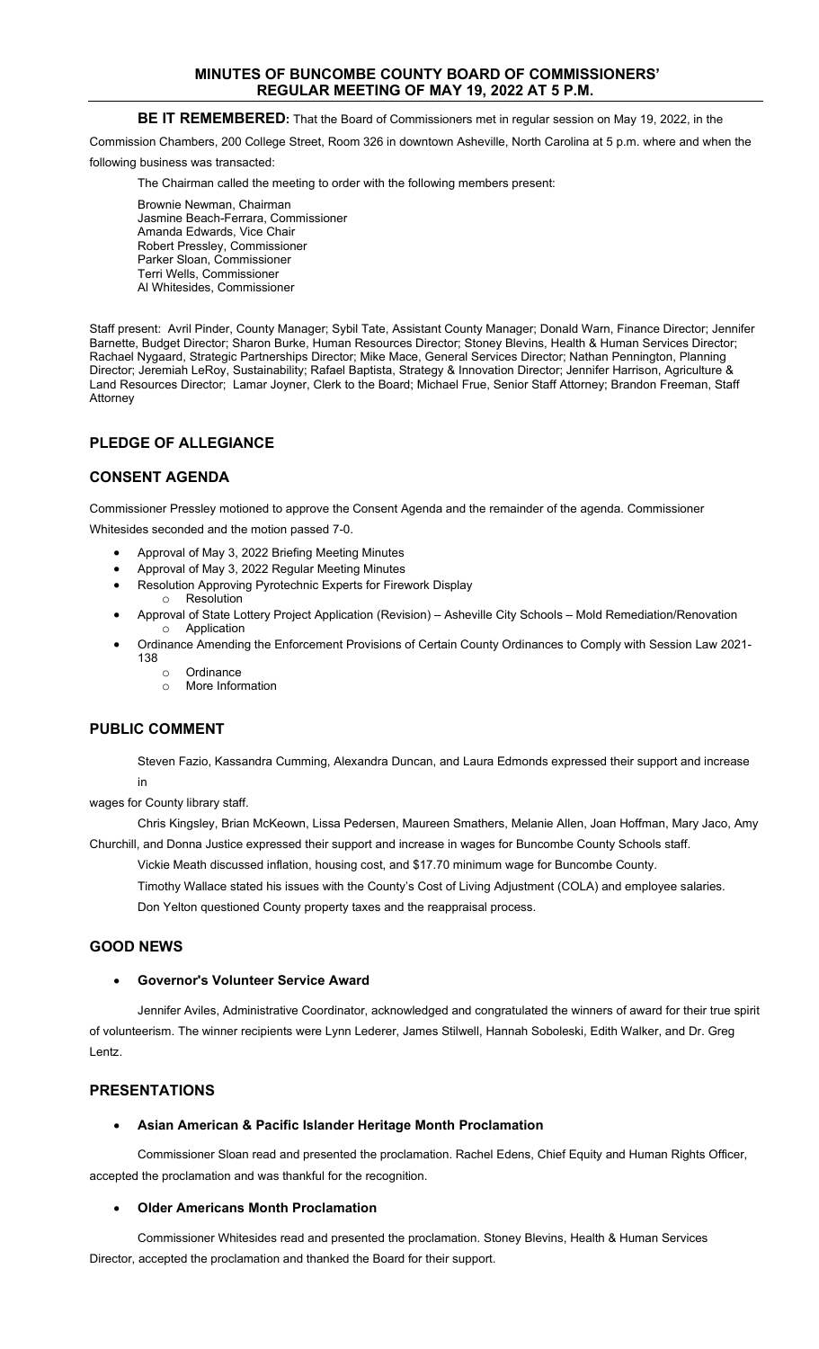# MINUTES OF BUNCOMBE COUNTY BOARD OF COMMISSIONERS' REGULAR MEETING OF MAY 19, 2022 AT 5 P.M.

**BE IT REMEMBERED:** That the Board of Commissioners met in regular session on May 19, 2022, in the Commission Chambers, 200 College Street, Room 326 in downtown Asheville, North Carolina at 5 p.m. where and when the following business was transacted:

The Chairman called the meeting to order with the following members present:

Brownie Newman, Chairman
Jasmine Beach-Ferrara, Commissioner
Amanda Edwards, Vice Chair
Robert Pressley, Commissioner
Parker Sloan, Commissioner
Terri Wells, Commissioner
Al Whitesides, Commissioner

Staff present: Avril Pinder, County Manager; Sybil Tate, Assistant County Manager; Donald Warn, Finance Director; Jennifer Barnette, Budget Director; Sharon Burke, Human Resources Director; Stoney Blevins, Health & Human Services Director; Rachael Nygaard, Strategic Partnerships Director; Mike Mace, General Services Director; Nathan Pennington, Planning Director; Jeremiah LeRoy, Sustainability; Rafael Baptista, Strategy & Innovation Director; Jennifer Harrison, Agriculture & Land Resources Director; Lamar Joyner, Clerk to the Board; Michael Frue, Senior Staff Attorney; Brandon Freeman, Staff Attorney

## PLEDGE OF ALLEGIANCE

## CONSENT AGENDA

Commissioner Pressley motioned to approve the Consent Agenda and the remainder of the agenda. Commissioner Whitesides seconded and the motion passed 7-0.

- Approval of May 3, 2022 Briefing Meeting Minutes
- Approval of May 3, 2022 Regular Meeting Minutes
- Resolution Approving Pyrotechnic Experts for Firework Display
  - Resolution
- Approval of State Lottery Project Application (Revision) – Asheville City Schools – Mold Remediation/Renovation
  - Application
- Ordinance Amending the Enforcement Provisions of Certain County Ordinances to Comply with Session Law 2021-138
  - Ordinance
  - More Information

## PUBLIC COMMENT

Steven Fazio, Kassandra Cumming, Alexandra Duncan, and Laura Edmonds expressed their support and increase in wages for County library staff.

Chris Kingsley, Brian McKeown, Lissa Pedersen, Maureen Smathers, Melanie Allen, Joan Hoffman, Mary Jaco, Amy Churchill, and Donna Justice expressed their support and increase in wages for Buncombe County Schools staff.

Vickie Meath discussed inflation, housing cost, and $17.70 minimum wage for Buncombe County.

Timothy Wallace stated his issues with the County's Cost of Living Adjustment (COLA) and employee salaries.

Don Yelton questioned County property taxes and the reappraisal process.

## GOOD NEWS

- **Governor's Volunteer Service Award**

Jennifer Aviles, Administrative Coordinator, acknowledged and congratulated the winners of award for their true spirit of volunteerism. The winner recipients were Lynn Lederer, James Stilwell, Hannah Soboleski, Edith Walker, and Dr. Greg Lentz.

## PRESENTATIONS

- **Asian American & Pacific Islander Heritage Month Proclamation**

Commissioner Sloan read and presented the proclamation. Rachel Edens, Chief Equity and Human Rights Officer, accepted the proclamation and was thankful for the recognition.

- **Older Americans Month Proclamation**

Commissioner Whitesides read and presented the proclamation. Stoney Blevins, Health & Human Services Director, accepted the proclamation and thanked the Board for their support.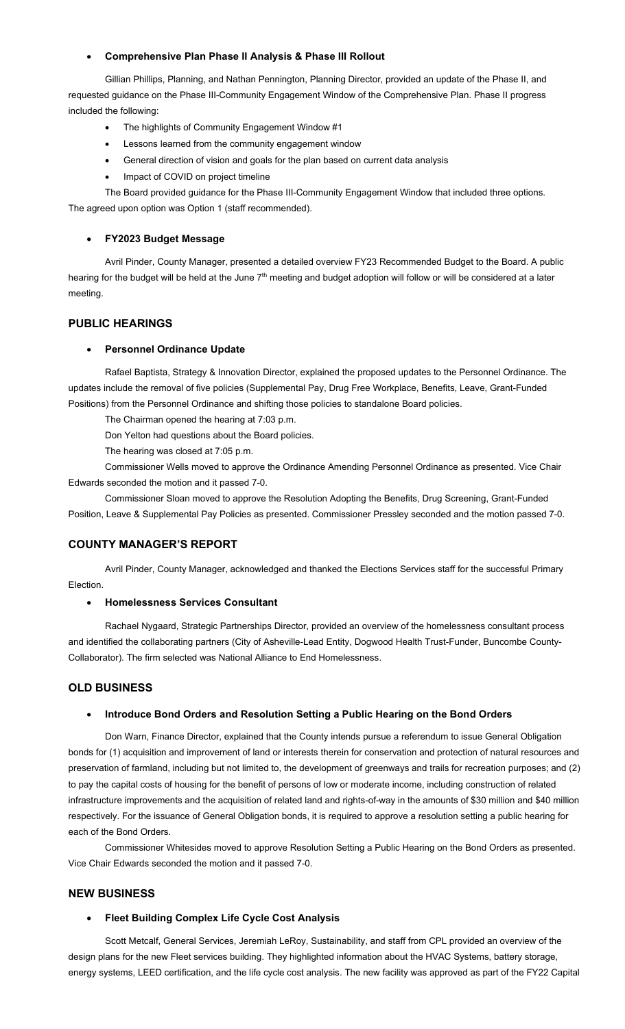- **Comprehensive Plan Phase II Analysis & Phase III Rollout**

Gillian Phillips, Planning, and Nathan Pennington, Planning Director, provided an update of the Phase II, and requested guidance on the Phase III-Community Engagement Window of the Comprehensive Plan. Phase II progress included the following:

- The highlights of Community Engagement Window #1
- Lessons learned from the community engagement window
- General direction of vision and goals for the plan based on current data analysis
- Impact of COVID on project timeline

The Board provided guidance for the Phase III-Community Engagement Window that included three options. The agreed upon option was Option 1 (staff recommended).

- **FY2023 Budget Message**

Avril Pinder, County Manager, presented a detailed overview FY23 Recommended Budget to the Board. A public hearing for the budget will be held at the June 7th meeting and budget adoption will follow or will be considered at a later meeting.

## PUBLIC HEARINGS

- **Personnel Ordinance Update**

Rafael Baptista, Strategy & Innovation Director, explained the proposed updates to the Personnel Ordinance. The updates include the removal of five policies (Supplemental Pay, Drug Free Workplace, Benefits, Leave, Grant-Funded Positions) from the Personnel Ordinance and shifting those policies to standalone Board policies.

The Chairman opened the hearing at 7:03 p.m.

Don Yelton had questions about the Board policies.

The hearing was closed at 7:05 p.m.

Commissioner Wells moved to approve the Ordinance Amending Personnel Ordinance as presented. Vice Chair Edwards seconded the motion and it passed 7-0.

Commissioner Sloan moved to approve the Resolution Adopting the Benefits, Drug Screening, Grant-Funded Position, Leave & Supplemental Pay Policies as presented. Commissioner Pressley seconded and the motion passed 7-0.

## COUNTY MANAGER'S REPORT

Avril Pinder, County Manager, acknowledged and thanked the Elections Services staff for the successful Primary Election.

- **Homelessness Services Consultant**

Rachael Nygaard, Strategic Partnerships Director, provided an overview of the homelessness consultant process and identified the collaborating partners (City of Asheville-Lead Entity, Dogwood Health Trust-Funder, Buncombe County-Collaborator). The firm selected was National Alliance to End Homelessness.

## OLD BUSINESS

- **Introduce Bond Orders and Resolution Setting a Public Hearing on the Bond Orders**

Don Warn, Finance Director, explained that the County intends pursue a referendum to issue General Obligation bonds for (1) acquisition and improvement of land or interests therein for conservation and protection of natural resources and preservation of farmland, including but not limited to, the development of greenways and trails for recreation purposes; and (2) to pay the capital costs of housing for the benefit of persons of low or moderate income, including construction of related infrastructure improvements and the acquisition of related land and rights-of-way in the amounts of $30 million and $40 million respectively. For the issuance of General Obligation bonds, it is required to approve a resolution setting a public hearing for each of the Bond Orders.

Commissioner Whitesides moved to approve Resolution Setting a Public Hearing on the Bond Orders as presented. Vice Chair Edwards seconded the motion and it passed 7-0.

## NEW BUSINESS

- **Fleet Building Complex Life Cycle Cost Analysis**

Scott Metcalf, General Services, Jeremiah LeRoy, Sustainability, and staff from CPL provided an overview of the design plans for the new Fleet services building. They highlighted information about the HVAC Systems, battery storage, energy systems, LEED certification, and the life cycle cost analysis. The new facility was approved as part of the FY22 Capital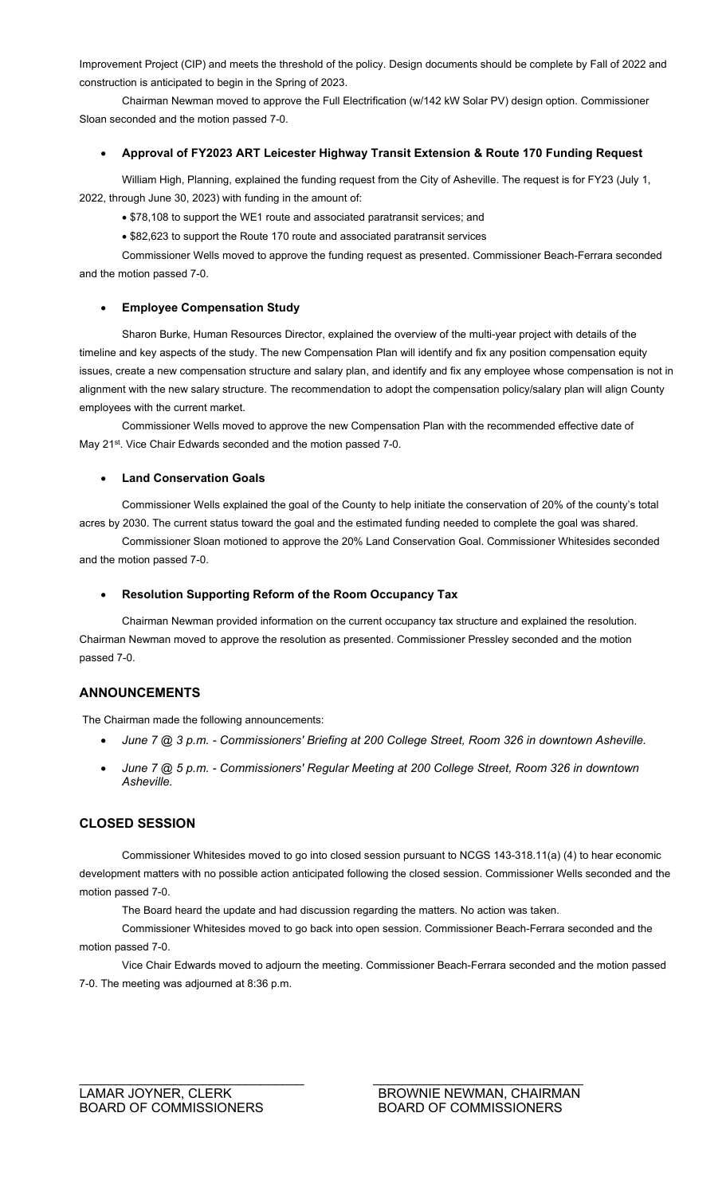Improvement Project (CIP) and meets the threshold of the policy. Design documents should be complete by Fall of 2022 and construction is anticipated to begin in the Spring of 2023.

Chairman Newman moved to approve the Full Electrification (w/142 kW Solar PV) design option. Commissioner Sloan seconded and the motion passed 7-0.

- **Approval of FY2023 ART Leicester Highway Transit Extension & Route 170 Funding Request**

William High, Planning, explained the funding request from the City of Asheville. The request is for FY23 (July 1, 2022, through June 30, 2023) with funding in the amount of:

- $78,108 to support the WE1 route and associated paratransit services; and
- $82,623 to support the Route 170 route and associated paratransit services

Commissioner Wells moved to approve the funding request as presented. Commissioner Beach-Ferrara seconded and the motion passed 7-0.

- **Employee Compensation Study**

Sharon Burke, Human Resources Director, explained the overview of the multi-year project with details of the timeline and key aspects of the study. The new Compensation Plan will identify and fix any position compensation equity issues, create a new compensation structure and salary plan, and identify and fix any employee whose compensation is not in alignment with the new salary structure. The recommendation to adopt the compensation policy/salary plan will align County employees with the current market.

Commissioner Wells moved to approve the new Compensation Plan with the recommended effective date of May 21st. Vice Chair Edwards seconded and the motion passed 7-0.

- **Land Conservation Goals**

Commissioner Wells explained the goal of the County to help initiate the conservation of 20% of the county's total acres by 2030. The current status toward the goal and the estimated funding needed to complete the goal was shared.

Commissioner Sloan motioned to approve the 20% Land Conservation Goal. Commissioner Whitesides seconded and the motion passed 7-0.

- **Resolution Supporting Reform of the Room Occupancy Tax**

Chairman Newman provided information on the current occupancy tax structure and explained the resolution. Chairman Newman moved to approve the resolution as presented. Commissioner Pressley seconded and the motion passed 7-0.

## ANNOUNCEMENTS

The Chairman made the following announcements:

- *June 7 @ 3 p.m. - Commissioners' Briefing at 200 College Street, Room 326 in downtown Asheville.*
- *June 7 @ 5 p.m. - Commissioners' Regular Meeting at 200 College Street, Room 326 in downtown Asheville.*

## CLOSED SESSION

Commissioner Whitesides moved to go into closed session pursuant to NCGS 143-318.11(a) (4) to hear economic development matters with no possible action anticipated following the closed session. Commissioner Wells seconded and the motion passed 7-0.

The Board heard the update and had discussion regarding the matters. No action was taken.

Commissioner Whitesides moved to go back into open session. Commissioner Beach-Ferrara seconded and the motion passed 7-0.

Vice Chair Edwards moved to adjourn the meeting. Commissioner Beach-Ferrara seconded and the motion passed 7-0. The meeting was adjourned at 8:36 p.m.

\_\_\_\_\_\_\_\_\_\_\_\_\_\_\_\_\_\_\_\_\_\_\_\_\_\_\_\_\_\_\_\_
LAMAR JOYNER, CLERK
BOARD OF COMMISSIONERS

\_\_\_\_\_\_\_\_\_\_\_\_\_\_\_\_\_\_\_\_\_\_\_\_\_\_\_\_\_\_\_\_
BROWNIE NEWMAN, CHAIRMAN
BOARD OF COMMISSIONERS